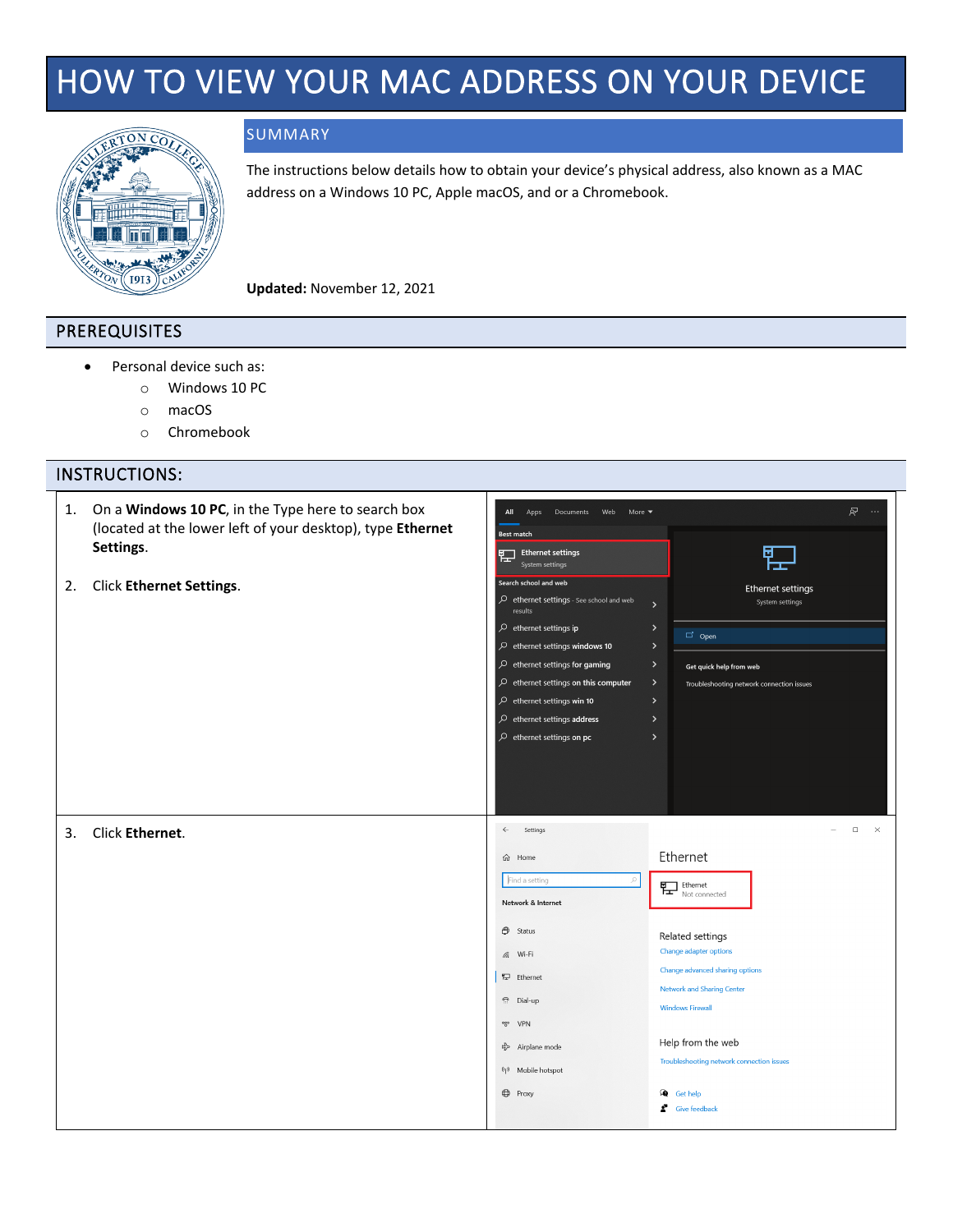# HOW TO VIEW YOUR MAC ADDRESS ON YOUR DEVICE

## SUMMARY

The instructions below details how to obtain your device's physical address, also known as a MAC address on a Windows 10 PC, Apple macOS, and or a Chromebook.

**Updated:** November 12, 2021

## PREREQUISITES

- Personal device such as:
  - Windows 10 PC
  - macOS
  - Chromebook

## INSTRUCTIONS:

1. On a **Windows 10 PC**, in the Type here to search box (located at the lower left of your desktop), type **Ethernet Settings**.

2. Click **Ethernet Settings**.

3. Click **Ethernet**.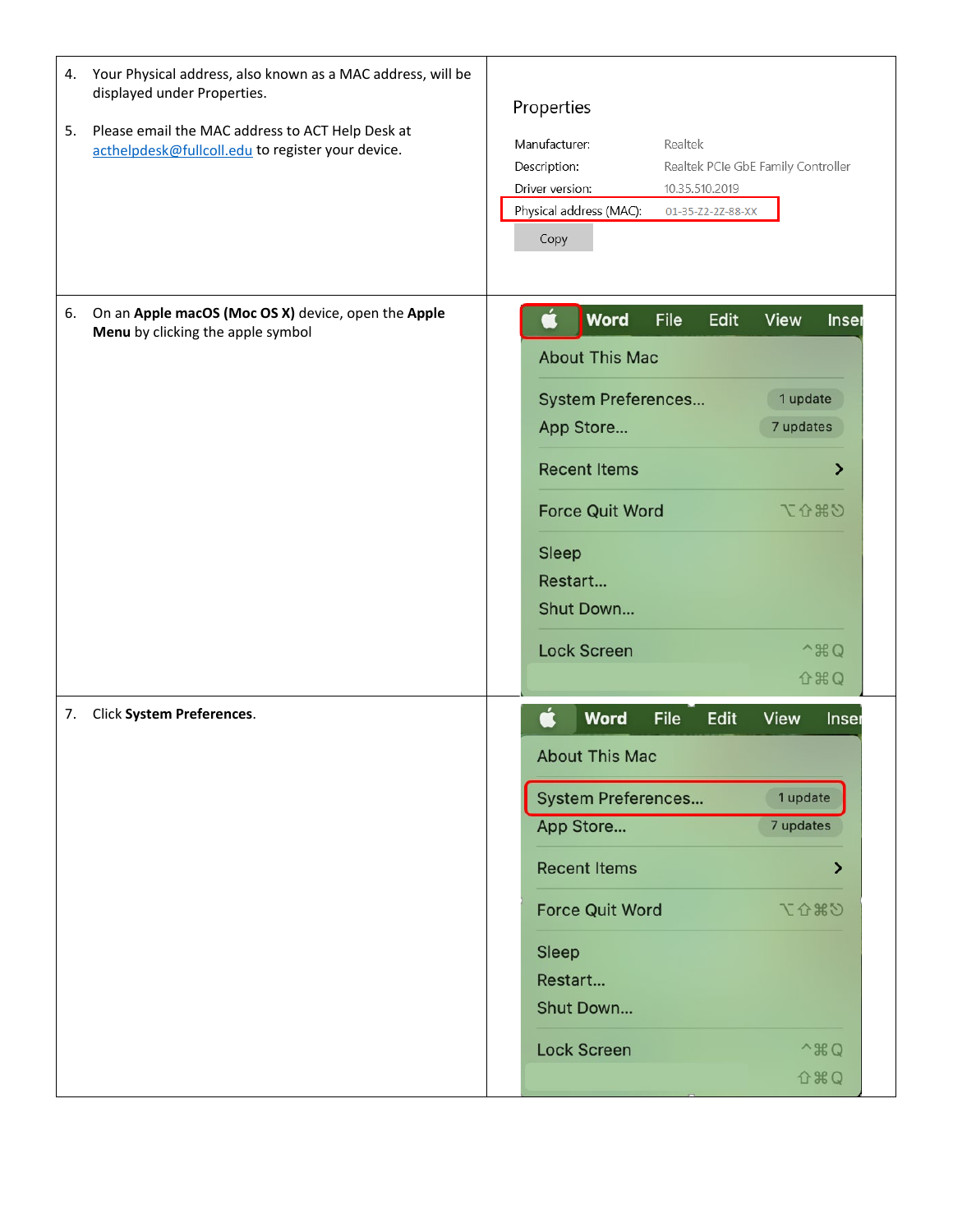4. Your Physical address, also known as a MAC address, will be displayed under Properties.

5. Please email the MAC address to ACT Help Desk at [acthelpdesk@fullcoll.edu](mailto:acthelpdesk@fullcoll.edu) to register your device.

Properties

| | |
|---|---|
| Manufacturer: | Realtek |
| Description: | Realtek PCIe GbE Family Controller |
| Driver version: | 10.35.510.2019 |
| Physical address (MAC): | 01-35-Z2-2Z-88-XX |

Copy

6. On an **Apple macOS (Moc OS X)** device, open the **Apple Menu** by clicking the apple symbol

7. Click **System Preferences**.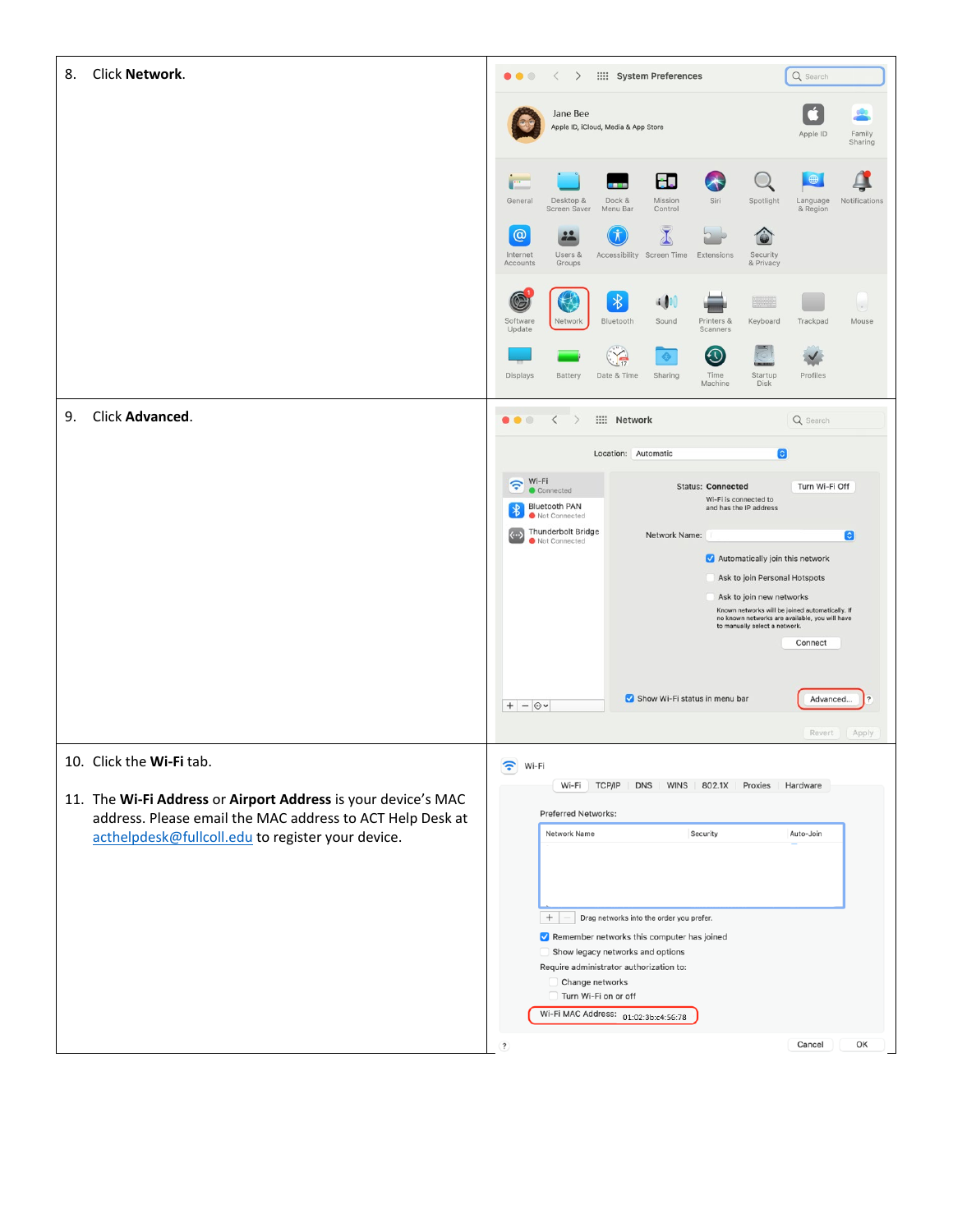8. Click **Network**.

9. Click **Advanced**.

10. Click the **Wi-Fi** tab.

11. The **Wi-Fi Address** or **Airport Address** is your device's MAC address. Please email the MAC address to ACT Help Desk at acthelpdesk@fullcoll.edu to register your device.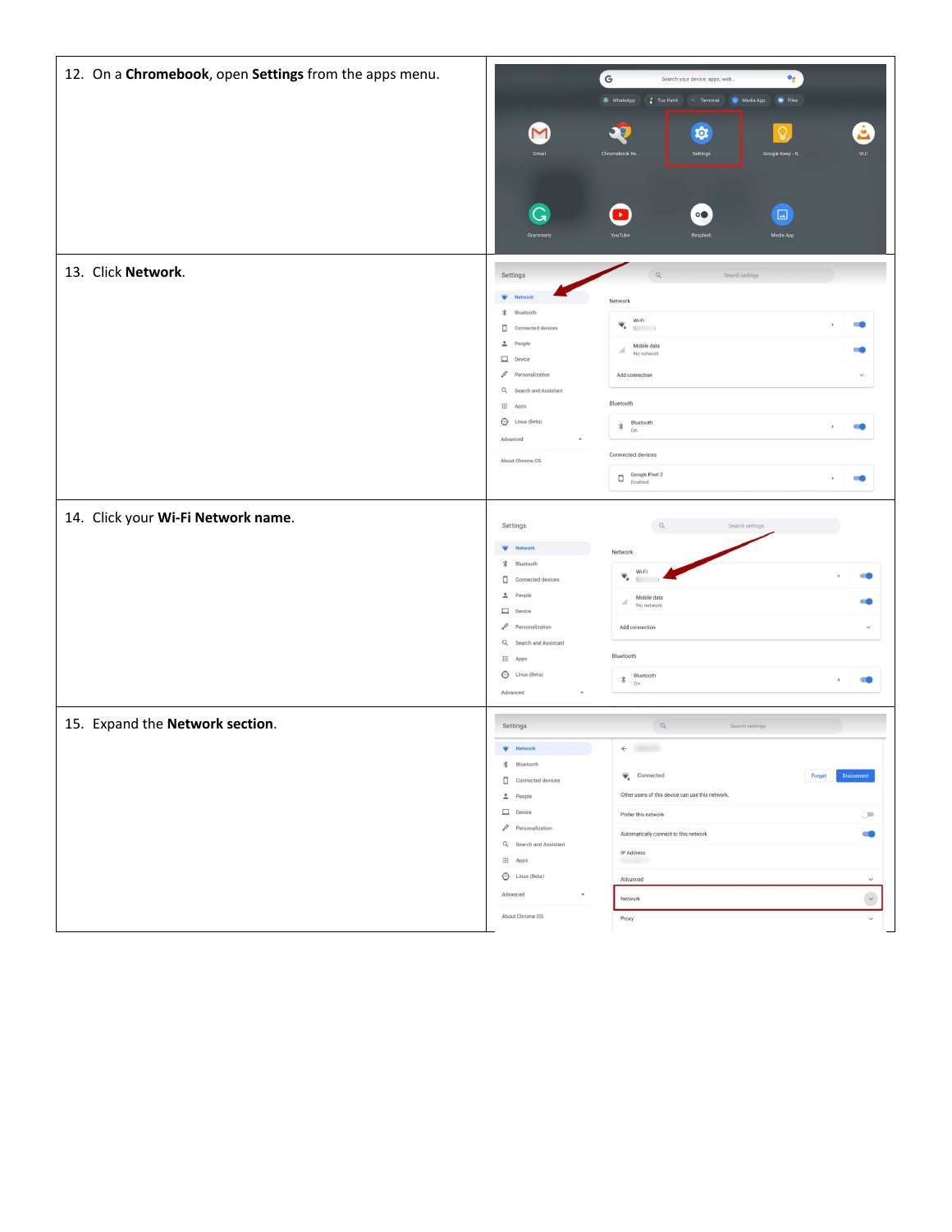12. On a **Chromebook**, open **Settings** from the apps menu.

13. Click **Network**.

14. Click your **Wi-Fi Network name**.

15. Expand the **Network section**.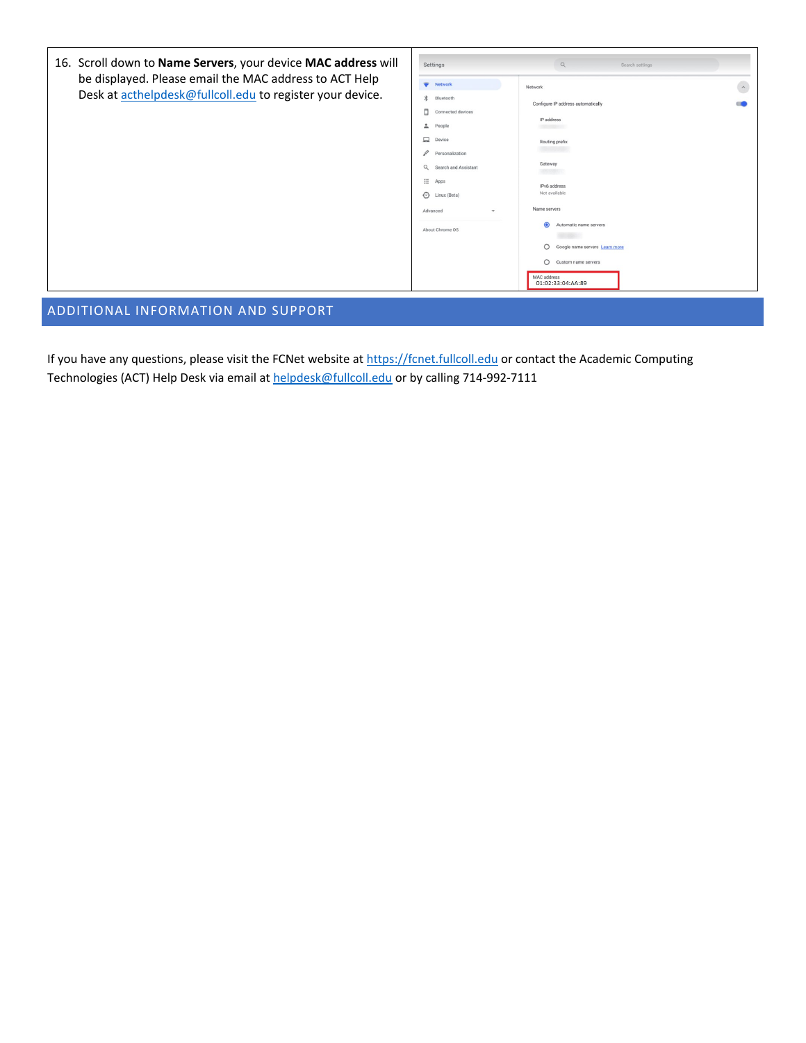| | |
|---|---|
| 16. Scroll down to **Name Servers**, your device **MAC address** will be displayed. Please email the MAC address to ACT Help Desk at acthelpdesk@fullcoll.edu to register your device. | |

## ADDITIONAL INFORMATION AND SUPPORT

If you have any questions, please visit the FCNet website at https://fcnet.fullcoll.edu or contact the Academic Computing Technologies (ACT) Help Desk via email at helpdesk@fullcoll.edu or by calling 714-992-7111